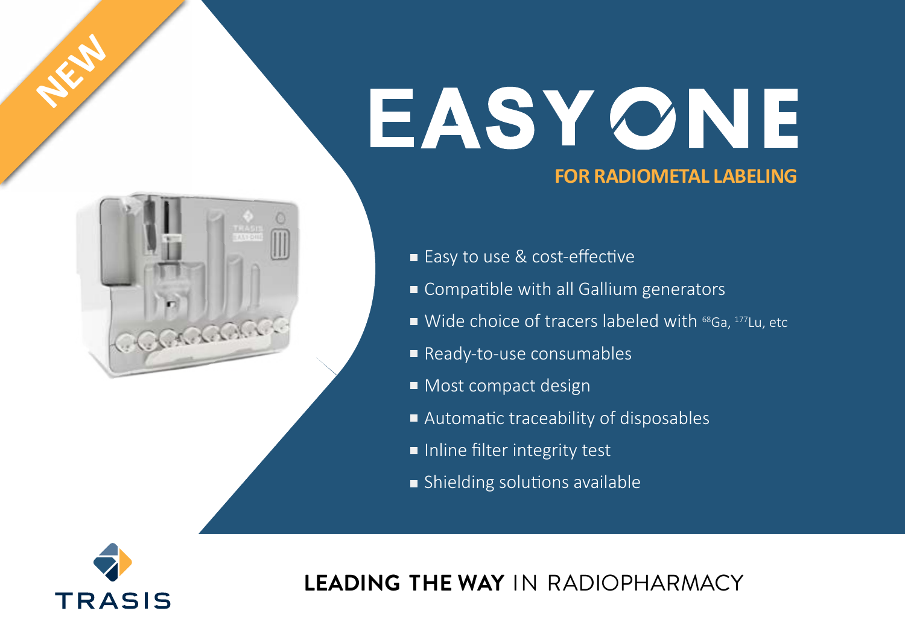NEW

# EASY ONE

## FOR RADIOMETAL LABELING

- Easy to use & cost-effective
- Compatible with all Gallium generators
- Wide choice of tracers labeled with $^{68}Ga$, $^{177}Lu$, etc
- Ready-to-use consumables
- Most compact design
- Automatic traceability of disposables
- Inline filter integrity test
- Shielding solutions available

TRASIS

**LEADING THE WAY** IN RADIOPHARMACY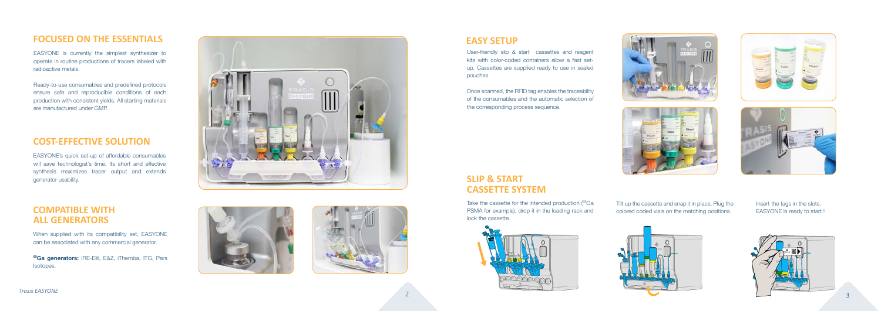## FOCUSED ON THE ESSENTIALS

EASYONE is currently the simplest synthesizer to operate in routine productions of tracers labeled with radioactive metals.

Ready-to-use consumables and predefined protocols ensure safe and reproducible conditions of each production with consistent yields. All starting materials are manufactured under GMP.

## COST-EFFECTIVE SOLUTION

EASYONE's quick set-up of affordable consumables will save technologist's time. Its short and effective synthesis maximizes tracer output and extends generator usability.

## COMPATIBLE WITH ALL GENERATORS

When supplied with its compatibility set, EASYONE can be associated with any commercial generator.

**$^{68}$Ga generators:** IRE-Elit, E&Z, iThemba, ITG, Pars Isotopes.

## EASY SETUP

User-friendly slip & start cassettes and reagent kits with color-coded containers allow a fast set-up. Cassettes are supplied ready to use in sealed pouches.

Once scanned, the RFID tag enables the traceability of the consumables and the automatic selection of the corresponding process sequence.

## SLIP & START CASSETTE SYSTEM

Take the cassette for the intended production ($^{68}$Ga PSMA for example), drop it in the loading rack and lock the cassette.

Tilt up the cassette and snap it in place. Plug the colored coded vials on the matching positions.

Insert the tags in the slots. EASYONE is ready to start !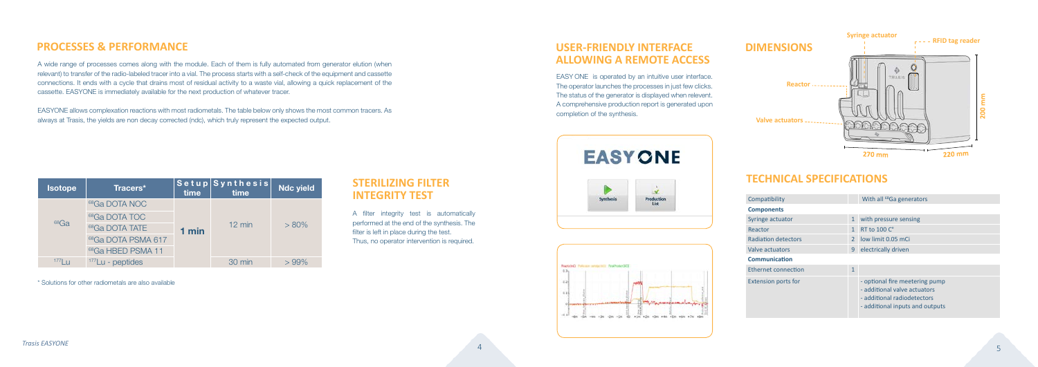## PROCESSES & PERFORMANCE

A wide range of processes comes along with the module. Each of them is fully automated from generator elution (when relevant) to transfer of the radio-labeled tracer into a vial. The process starts with a self-check of the equipment and cassette connections. It ends with a cycle that drains most of residual activity to a waste vial, allowing a quick replacement of the cassette. EASYONE is immediately available for the next production of whatever tracer.

EASYONE allows complexation reactions with most radiometals. The table below only shows the most common tracers. As always at Trasis, the yields are non decay corrected (ndc), which truly represent the expected output.

| Isotope | Tracers* | Setup time | Synthesis time | Ndc yield |
|---|---|---|---|---|
| $^{68}$Ga | $^{68}$Ga DOTA NOC | 1 min | 12 min | > 80% |
| | $^{68}$Ga DOTA TOC | | | |
| | $^{68}$Ga DOTA TATE | | | |
| | $^{68}$Ga DOTA PSMA 617 | | | |
| | $^{68}$Ga HBED PSMA 11 | | | |
| $^{177}$Lu | $^{177}$Lu - peptides | | 30 min | > 99% |

\* Solutions for other radiometals are also available

## STERILIZING FILTER INTEGRITY TEST

A filter integrity test is automatically performed at the end of the synthesis. The filter is left in place during the test. Thus, no operator intervention is required.

## USER-FRIENDLY INTERFACE ALLOWING A REMOTE ACCESS

EASY ONE is operated by an intuitive user interface. The operator launches the processes in just few clicks. The status of the generator is displayed when relevent. A comprehensive production report is generated upon completion of the synthesis.

## DIMENSIONS

Syringe actuator, RFID tag reader, Reactor, Valve actuators

270 mm × 220 mm × 200 mm

## TECHNICAL SPECIFICATIONS

| Compatibility | | With all $^{68}$Ga generators |
|---|---|---|
| **Components** | | |
| Syringe actuator | 1 | with pressure sensing |
| Reactor | 1 | RT to 100 C° |
| Radiation detectors | 2 | low limit 0.05 mCi |
| Valve actuators | 9 | electrically driven |
| **Communication** | | |
| Ethernet connection | 1 | |
| Extension ports for | | - optional fire meetering pump<br>- additional valve actuators<br>- additional radiodetectors<br>- additional inputs and outputs |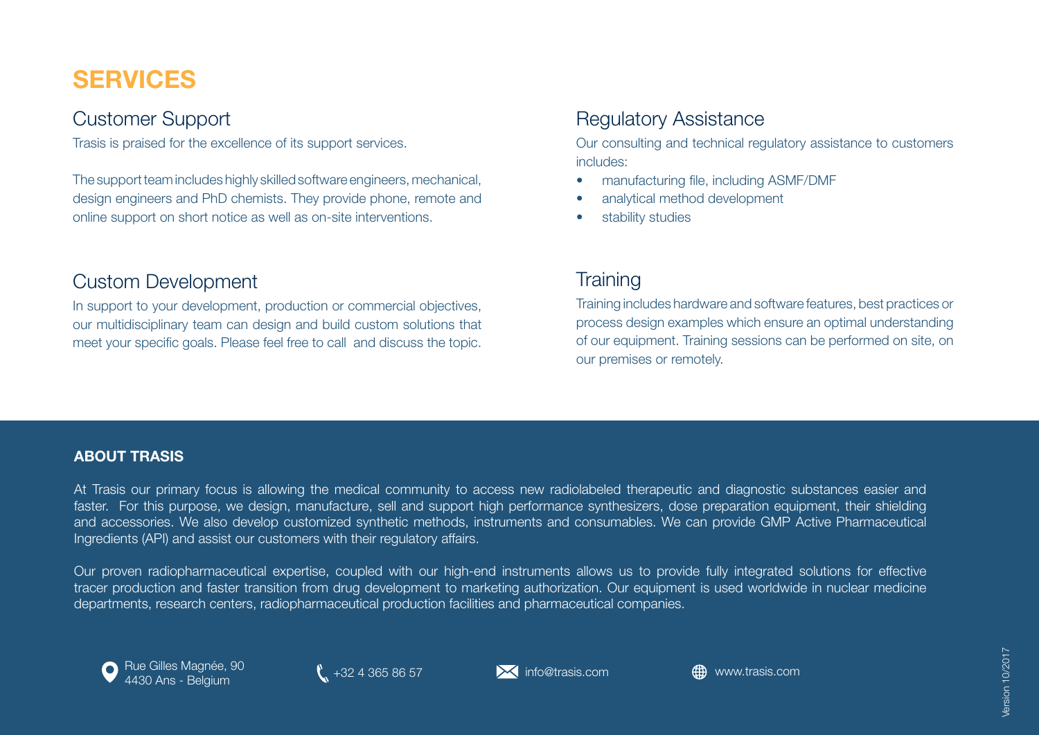# SERVICES

## Customer Support

Trasis is praised for the excellence of its support services.

The support team includes highly skilled software engineers, mechanical, design engineers and PhD chemists. They provide phone, remote and online support on short notice as well as on-site interventions.

## Custom Development

In support to your development, production or commercial objectives, our multidisciplinary team can design and build custom solutions that meet your specific goals. Please feel free to call and discuss the topic.

## Regulatory Assistance

Our consulting and technical regulatory assistance to customers includes:

- manufacturing file, including ASMF/DMF
- analytical method development
- stability studies

## Training

Training includes hardware and software features, best practices or process design examples which ensure an optimal understanding of our equipment. Training sessions can be performed on site, on our premises or remotely.

## ABOUT TRASIS

At Trasis our primary focus is allowing the medical community to access new radiolabeled therapeutic and diagnostic substances easier and faster. For this purpose, we design, manufacture, sell and support high performance synthesizers, dose preparation equipment, their shielding and accessories. We also develop customized synthetic methods, instruments and consumables. We can provide GMP Active Pharmaceutical Ingredients (API) and assist our customers with their regulatory affairs.

Our proven radiopharmaceutical expertise, coupled with our high-end instruments allows us to provide fully integrated solutions for effective tracer production and faster transition from drug development to marketing authorization. Our equipment is used worldwide in nuclear medicine departments, research centers, radiopharmaceutical production facilities and pharmaceutical companies.

Rue Gilles Magnée, 90
4430 Ans - Belgium

+32 4 365 86 57

info@trasis.com

www.trasis.com

Version 10/2017